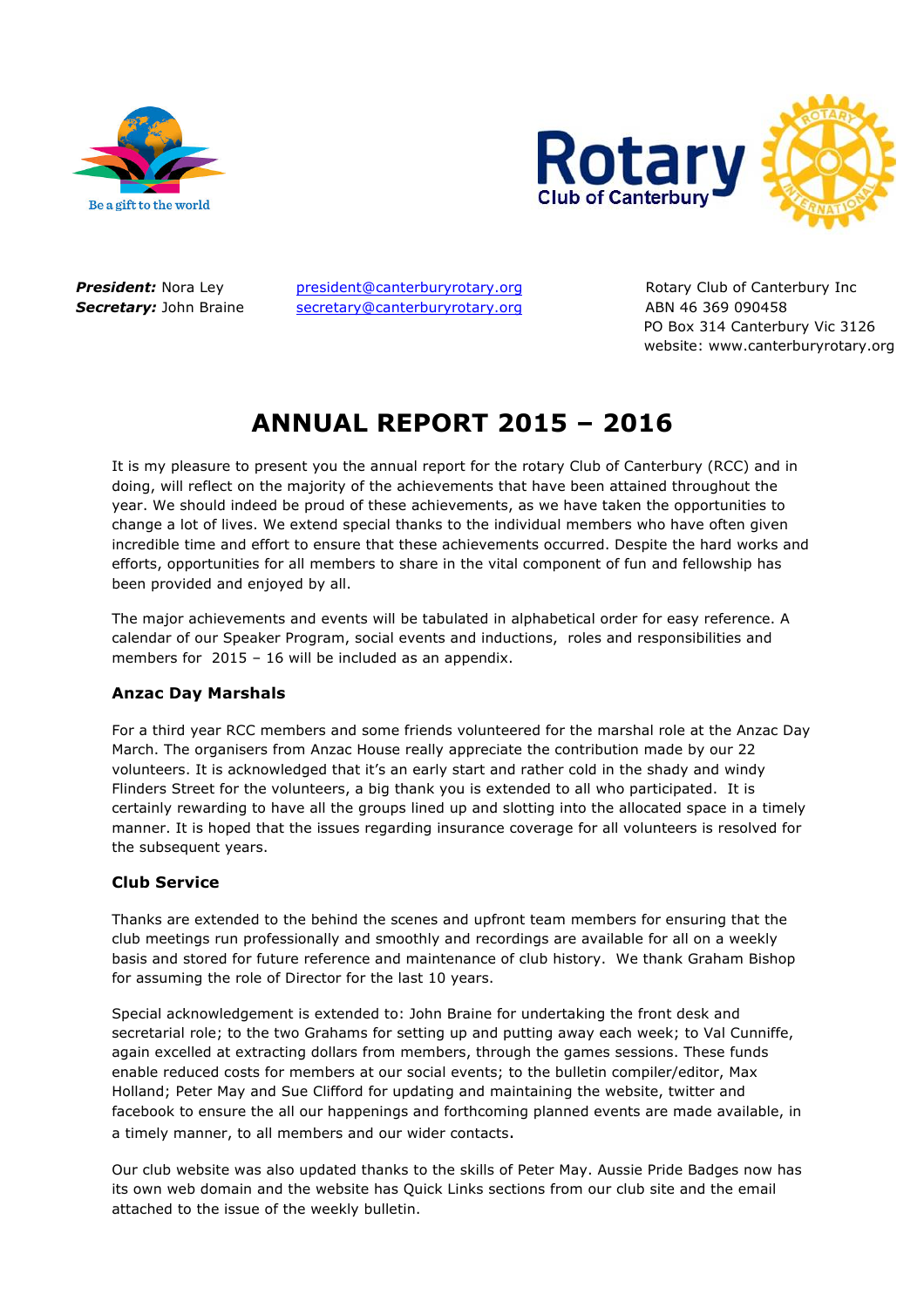Be a gift to the world

**Rotary** Club of Canterbury

***President:*** Nora Ley — president@canterburyrotary.org
***Secretary:*** John Braine — secretary@canterburyrotary.org

Rotary Club of Canterbury Inc
ABN 46 369 090458
PO Box 314 Canterbury Vic 3126
website: www.canterburyrotary.org

# ANNUAL REPORT 2015 – 2016

It is my pleasure to present you the annual report for the rotary Club of Canterbury (RCC) and in doing, will reflect on the majority of the achievements that have been attained throughout the year. We should indeed be proud of these achievements, as we have taken the opportunities to change a lot of lives. We extend special thanks to the individual members who have often given incredible time and effort to ensure that these achievements occurred. Despite the hard works and efforts, opportunities for all members to share in the vital component of fun and fellowship has been provided and enjoyed by all.

The major achievements and events will be tabulated in alphabetical order for easy reference. A calendar of our Speaker Program, social events and inductions, roles and responsibilities and members for 2015 – 16 will be included as an appendix.

### Anzac Day Marshals

For a third year RCC members and some friends volunteered for the marshal role at the Anzac Day March. The organisers from Anzac House really appreciate the contribution made by our 22 volunteers. It is acknowledged that it's an early start and rather cold in the shady and windy Flinders Street for the volunteers, a big thank you is extended to all who participated. It is certainly rewarding to have all the groups lined up and slotting into the allocated space in a timely manner. It is hoped that the issues regarding insurance coverage for all volunteers is resolved for the subsequent years.

### Club Service

Thanks are extended to the behind the scenes and upfront team members for ensuring that the club meetings run professionally and smoothly and recordings are available for all on a weekly basis and stored for future reference and maintenance of club history. We thank Graham Bishop for assuming the role of Director for the last 10 years.

Special acknowledgement is extended to: John Braine for undertaking the front desk and secretarial role; to the two Grahams for setting up and putting away each week; to Val Cunniffe, again excelled at extracting dollars from members, through the games sessions. These funds enable reduced costs for members at our social events; to the bulletin compiler/editor, Max Holland; Peter May and Sue Clifford for updating and maintaining the website, twitter and facebook to ensure the all our happenings and forthcoming planned events are made available, in a timely manner, to all members and our wider contacts.

Our club website was also updated thanks to the skills of Peter May. Aussie Pride Badges now has its own web domain and the website has Quick Links sections from our club site and the email attached to the issue of the weekly bulletin.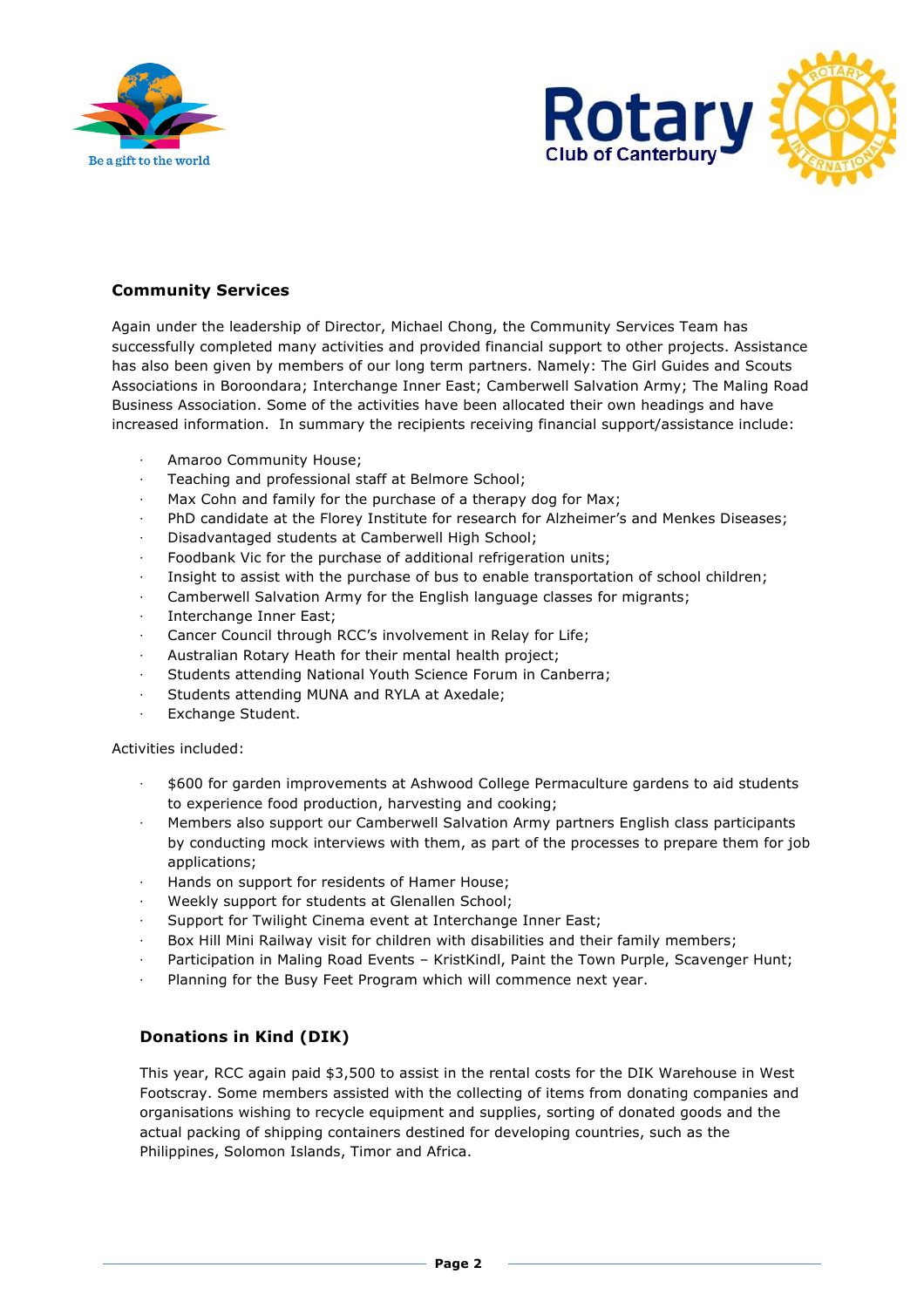## Community Services

Again under the leadership of Director, Michael Chong, the Community Services Team has successfully completed many activities and provided financial support to other projects. Assistance has also been given by members of our long term partners. Namely: The Girl Guides and Scouts Associations in Boroondara; Interchange Inner East; Camberwell Salvation Army; The Maling Road Business Association. Some of the activities have been allocated their own headings and have increased information. In summary the recipients receiving financial support/assistance include:

- Amaroo Community House;
- Teaching and professional staff at Belmore School;
- Max Cohn and family for the purchase of a therapy dog for Max;
- PhD candidate at the Florey Institute for research for Alzheimer's and Menkes Diseases;
- Disadvantaged students at Camberwell High School;
- Foodbank Vic for the purchase of additional refrigeration units;
- Insight to assist with the purchase of bus to enable transportation of school children;
- Camberwell Salvation Army for the English language classes for migrants;
- Interchange Inner East;
- Cancer Council through RCC's involvement in Relay for Life;
- Australian Rotary Heath for their mental health project;
- Students attending National Youth Science Forum in Canberra;
- Students attending MUNA and RYLA at Axedale;
- Exchange Student.

Activities included:

- $600 for garden improvements at Ashwood College Permaculture gardens to aid students to experience food production, harvesting and cooking;
- Members also support our Camberwell Salvation Army partners English class participants by conducting mock interviews with them, as part of the processes to prepare them for job applications;
- Hands on support for residents of Hamer House;
- Weekly support for students at Glenallen School;
- Support for Twilight Cinema event at Interchange Inner East;
- Box Hill Mini Railway visit for children with disabilities and their family members;
- Participation in Maling Road Events – KristKindl, Paint the Town Purple, Scavenger Hunt;
- Planning for the Busy Feet Program which will commence next year.

## Donations in Kind (DIK)

This year, RCC again paid $3,500 to assist in the rental costs for the DIK Warehouse in West Footscray. Some members assisted with the collecting of items from donating companies and organisations wishing to recycle equipment and supplies, sorting of donated goods and the actual packing of shipping containers destined for developing countries, such as the Philippines, Solomon Islands, Timor and Africa.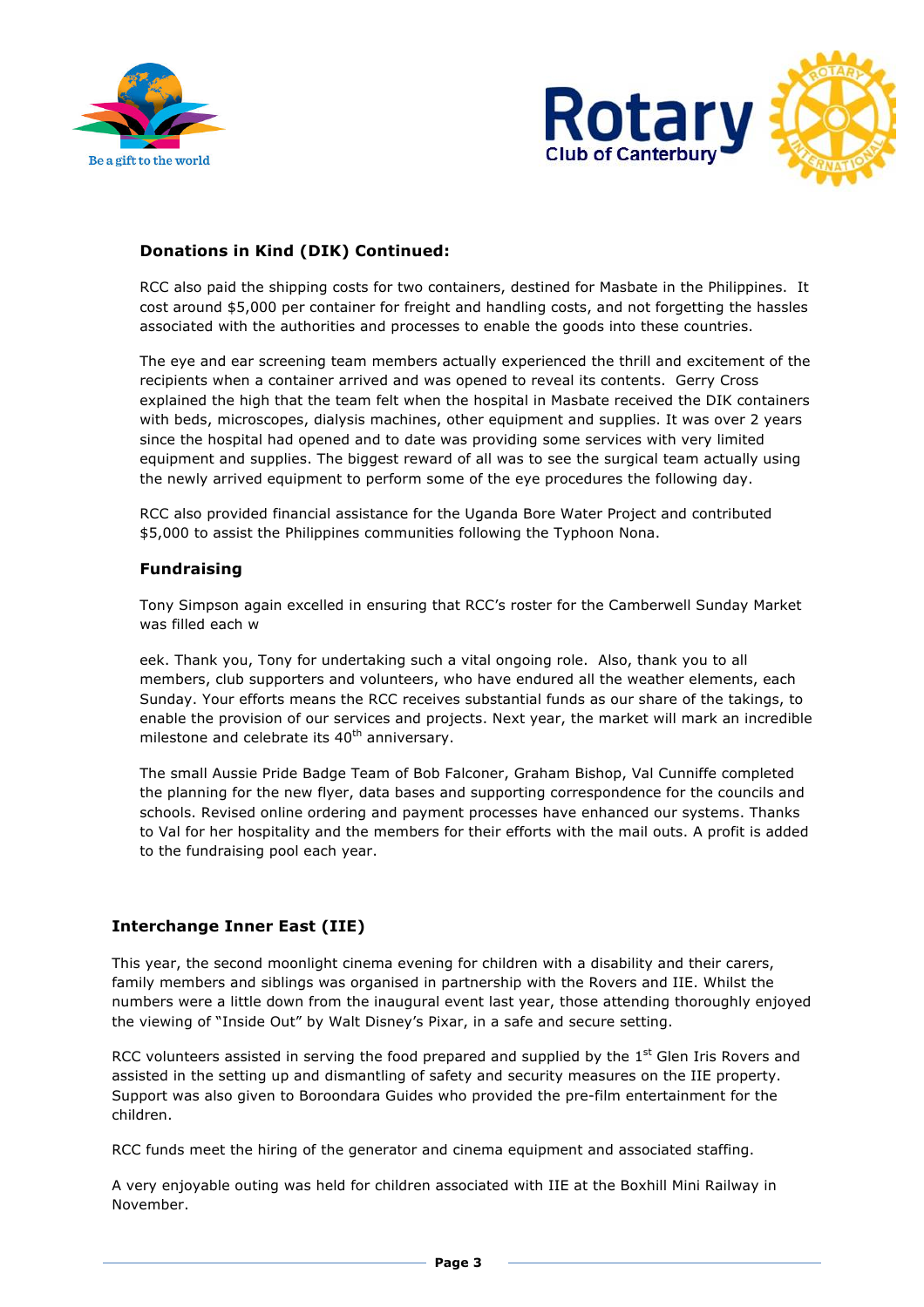### Donations in Kind (DIK) Continued:

RCC also paid the shipping costs for two containers, destined for Masbate in the Philippines. It cost around $5,000 per container for freight and handling costs, and not forgetting the hassles associated with the authorities and processes to enable the goods into these countries.

The eye and ear screening team members actually experienced the thrill and excitement of the recipients when a container arrived and was opened to reveal its contents. Gerry Cross explained the high that the team felt when the hospital in Masbate received the DIK containers with beds, microscopes, dialysis machines, other equipment and supplies. It was over 2 years since the hospital had opened and to date was providing some services with very limited equipment and supplies. The biggest reward of all was to see the surgical team actually using the newly arrived equipment to perform some of the eye procedures the following day.

RCC also provided financial assistance for the Uganda Bore Water Project and contributed $5,000 to assist the Philippines communities following the Typhoon Nona.

### Fundraising

Tony Simpson again excelled in ensuring that RCC's roster for the Camberwell Sunday Market was filled each w

eek. Thank you, Tony for undertaking such a vital ongoing role. Also, thank you to all members, club supporters and volunteers, who have endured all the weather elements, each Sunday. Your efforts means the RCC receives substantial funds as our share of the takings, to enable the provision of our services and projects. Next year, the market will mark an incredible milestone and celebrate its 40th anniversary.

The small Aussie Pride Badge Team of Bob Falconer, Graham Bishop, Val Cunniffe completed the planning for the new flyer, data bases and supporting correspondence for the councils and schools. Revised online ordering and payment processes have enhanced our systems. Thanks to Val for her hospitality and the members for their efforts with the mail outs. A profit is added to the fundraising pool each year.

### Interchange Inner East (IIE)

This year, the second moonlight cinema evening for children with a disability and their carers, family members and siblings was organised in partnership with the Rovers and IIE. Whilst the numbers were a little down from the inaugural event last year, those attending thoroughly enjoyed the viewing of "Inside Out" by Walt Disney's Pixar, in a safe and secure setting.

RCC volunteers assisted in serving the food prepared and supplied by the 1st Glen Iris Rovers and assisted in the setting up and dismantling of safety and security measures on the IIE property. Support was also given to Boroondara Guides who provided the pre-film entertainment for the children.

RCC funds meet the hiring of the generator and cinema equipment and associated staffing.

A very enjoyable outing was held for children associated with IIE at the Boxhill Mini Railway in November.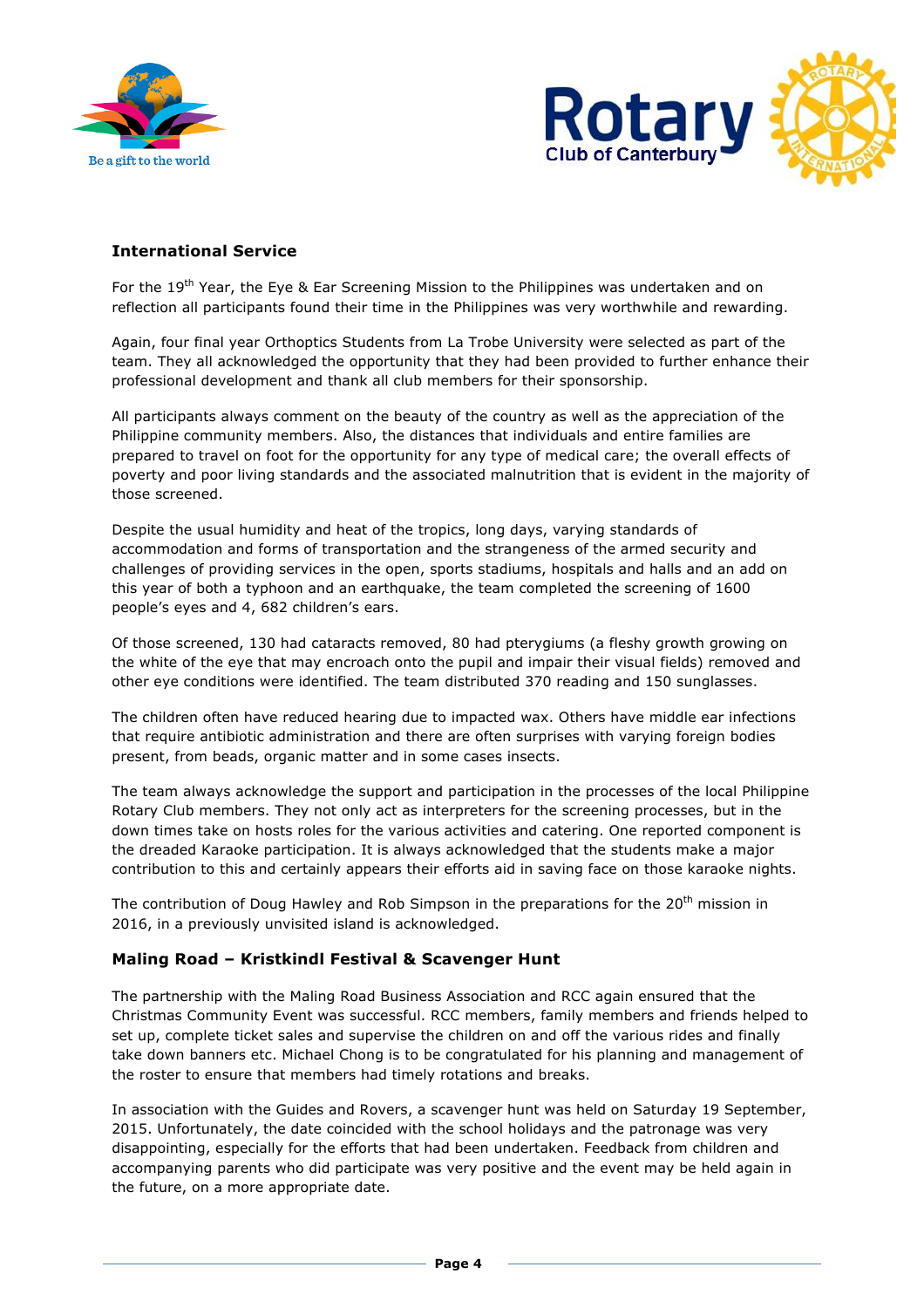## International Service

For the 19th Year, the Eye & Ear Screening Mission to the Philippines was undertaken and on reflection all participants found their time in the Philippines was very worthwhile and rewarding.

Again, four final year Orthoptics Students from La Trobe University were selected as part of the team. They all acknowledged the opportunity that they had been provided to further enhance their professional development and thank all club members for their sponsorship.

All participants always comment on the beauty of the country as well as the appreciation of the Philippine community members. Also, the distances that individuals and entire families are prepared to travel on foot for the opportunity for any type of medical care; the overall effects of poverty and poor living standards and the associated malnutrition that is evident in the majority of those screened.

Despite the usual humidity and heat of the tropics, long days, varying standards of accommodation and forms of transportation and the strangeness of the armed security and challenges of providing services in the open, sports stadiums, hospitals and halls and an add on this year of both a typhoon and an earthquake, the team completed the screening of 1600 people's eyes and 4, 682 children's ears.

Of those screened, 130 had cataracts removed, 80 had pterygiums (a fleshy growth growing on the white of the eye that may encroach onto the pupil and impair their visual fields) removed and other eye conditions were identified. The team distributed 370 reading and 150 sunglasses.

The children often have reduced hearing due to impacted wax. Others have middle ear infections that require antibiotic administration and there are often surprises with varying foreign bodies present, from beads, organic matter and in some cases insects.

The team always acknowledge the support and participation in the processes of the local Philippine Rotary Club members. They not only act as interpreters for the screening processes, but in the down times take on hosts roles for the various activities and catering. One reported component is the dreaded Karaoke participation. It is always acknowledged that the students make a major contribution to this and certainly appears their efforts aid in saving face on those karaoke nights.

The contribution of Doug Hawley and Rob Simpson in the preparations for the 20th mission in 2016, in a previously unvisited island is acknowledged.

## Maling Road – Kristkindl Festival & Scavenger Hunt

The partnership with the Maling Road Business Association and RCC again ensured that the Christmas Community Event was successful. RCC members, family members and friends helped to set up, complete ticket sales and supervise the children on and off the various rides and finally take down banners etc. Michael Chong is to be congratulated for his planning and management of the roster to ensure that members had timely rotations and breaks.

In association with the Guides and Rovers, a scavenger hunt was held on Saturday 19 September, 2015. Unfortunately, the date coincided with the school holidays and the patronage was very disappointing, especially for the efforts that had been undertaken. Feedback from children and accompanying parents who did participate was very positive and the event may be held again in the future, on a more appropriate date.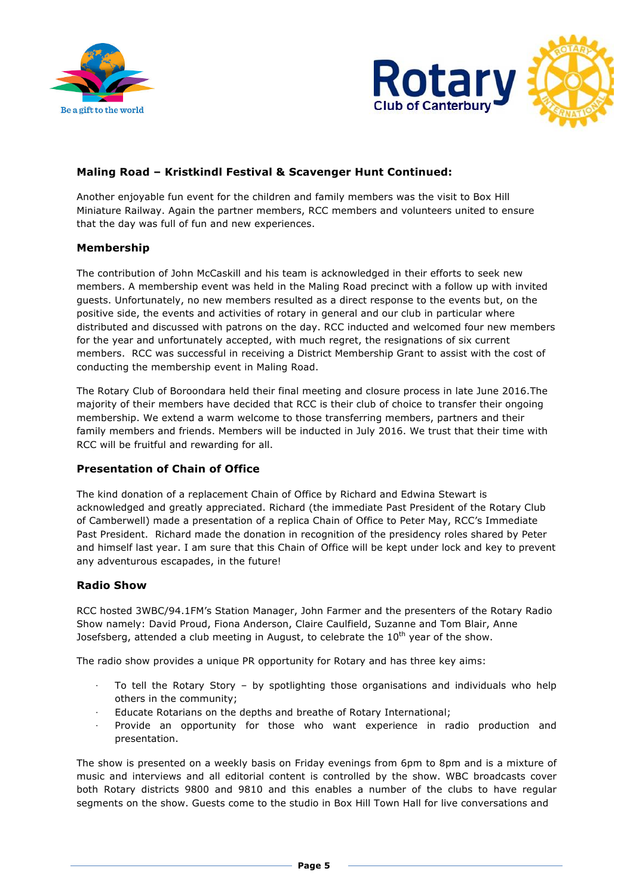## Maling Road – Kristkindl Festival & Scavenger Hunt Continued:

Another enjoyable fun event for the children and family members was the visit to Box Hill Miniature Railway. Again the partner members, RCC members and volunteers united to ensure that the day was full of fun and new experiences.

## Membership

The contribution of John McCaskill and his team is acknowledged in their efforts to seek new members. A membership event was held in the Maling Road precinct with a follow up with invited guests. Unfortunately, no new members resulted as a direct response to the events but, on the positive side, the events and activities of rotary in general and our club in particular where distributed and discussed with patrons on the day. RCC inducted and welcomed four new members for the year and unfortunately accepted, with much regret, the resignations of six current members. RCC was successful in receiving a District Membership Grant to assist with the cost of conducting the membership event in Maling Road.

The Rotary Club of Boroondara held their final meeting and closure process in late June 2016.The majority of their members have decided that RCC is their club of choice to transfer their ongoing membership. We extend a warm welcome to those transferring members, partners and their family members and friends. Members will be inducted in July 2016. We trust that their time with RCC will be fruitful and rewarding for all.

## Presentation of Chain of Office

The kind donation of a replacement Chain of Office by Richard and Edwina Stewart is acknowledged and greatly appreciated. Richard (the immediate Past President of the Rotary Club of Camberwell) made a presentation of a replica Chain of Office to Peter May, RCC's Immediate Past President. Richard made the donation in recognition of the presidency roles shared by Peter and himself last year. I am sure that this Chain of Office will be kept under lock and key to prevent any adventurous escapades, in the future!

## Radio Show

RCC hosted 3WBC/94.1FM's Station Manager, John Farmer and the presenters of the Rotary Radio Show namely: David Proud, Fiona Anderson, Claire Caulfield, Suzanne and Tom Blair, Anne Josefsberg, attended a club meeting in August, to celebrate the 10th year of the show.

The radio show provides a unique PR opportunity for Rotary and has three key aims:

- To tell the Rotary Story – by spotlighting those organisations and individuals who help others in the community;
- Educate Rotarians on the depths and breathe of Rotary International;
- Provide an opportunity for those who want experience in radio production and presentation.

The show is presented on a weekly basis on Friday evenings from 6pm to 8pm and is a mixture of music and interviews and all editorial content is controlled by the show. WBC broadcasts cover both Rotary districts 9800 and 9810 and this enables a number of the clubs to have regular segments on the show. Guests come to the studio in Box Hill Town Hall for live conversations and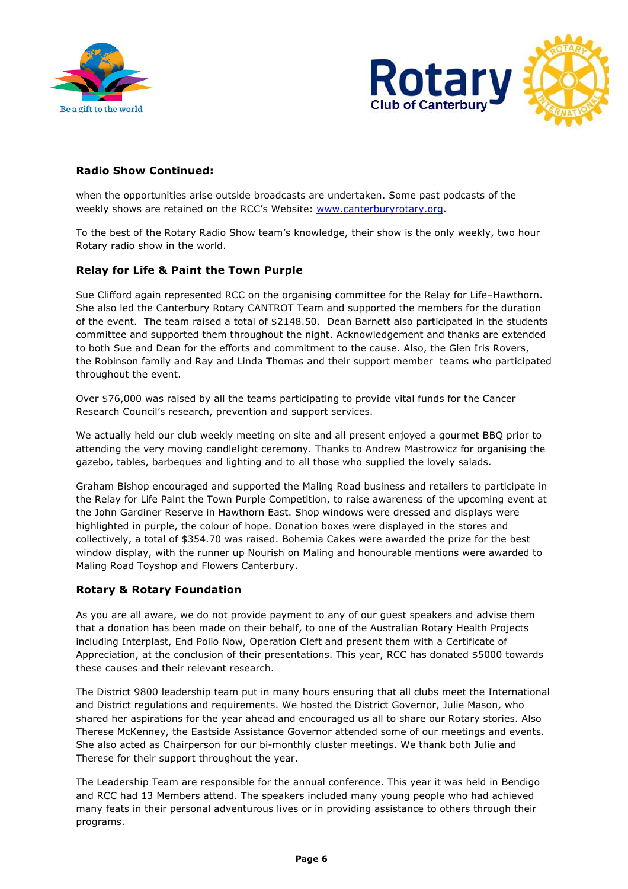## Radio Show Continued:

when the opportunities arise outside broadcasts are undertaken. Some past podcasts of the weekly shows are retained on the RCC's Website: [www.canterburyrotary.org](www.canterburyrotary.org).

To the best of the Rotary Radio Show team's knowledge, their show is the only weekly, two hour Rotary radio show in the world.

## Relay for Life & Paint the Town Purple

Sue Clifford again represented RCC on the organising committee for the Relay for Life–Hawthorn. She also led the Canterbury Rotary CANTROT Team and supported the members for the duration of the event. The team raised a total of $2148.50. Dean Barnett also participated in the students committee and supported them throughout the night. Acknowledgement and thanks are extended to both Sue and Dean for the efforts and commitment to the cause. Also, the Glen Iris Rovers, the Robinson family and Ray and Linda Thomas and their support member teams who participated throughout the event.

Over $76,000 was raised by all the teams participating to provide vital funds for the Cancer Research Council's research, prevention and support services.

We actually held our club weekly meeting on site and all present enjoyed a gourmet BBQ prior to attending the very moving candlelight ceremony. Thanks to Andrew Mastrowicz for organising the gazebo, tables, barbeques and lighting and to all those who supplied the lovely salads.

Graham Bishop encouraged and supported the Maling Road business and retailers to participate in the Relay for Life Paint the Town Purple Competition, to raise awareness of the upcoming event at the John Gardiner Reserve in Hawthorn East. Shop windows were dressed and displays were highlighted in purple, the colour of hope. Donation boxes were displayed in the stores and collectively, a total of $354.70 was raised. Bohemia Cakes were awarded the prize for the best window display, with the runner up Nourish on Maling and honourable mentions were awarded to Maling Road Toyshop and Flowers Canterbury.

## Rotary & Rotary Foundation

As you are all aware, we do not provide payment to any of our guest speakers and advise them that a donation has been made on their behalf, to one of the Australian Rotary Health Projects including Interplast, End Polio Now, Operation Cleft and present them with a Certificate of Appreciation, at the conclusion of their presentations. This year, RCC has donated $5000 towards these causes and their relevant research.

The District 9800 leadership team put in many hours ensuring that all clubs meet the International and District regulations and requirements. We hosted the District Governor, Julie Mason, who shared her aspirations for the year ahead and encouraged us all to share our Rotary stories. Also Therese McKenney, the Eastside Assistance Governor attended some of our meetings and events. She also acted as Chairperson for our bi-monthly cluster meetings. We thank both Julie and Therese for their support throughout the year.

The Leadership Team are responsible for the annual conference. This year it was held in Bendigo and RCC had 13 Members attend. The speakers included many young people who had achieved many feats in their personal adventurous lives or in providing assistance to others through their programs.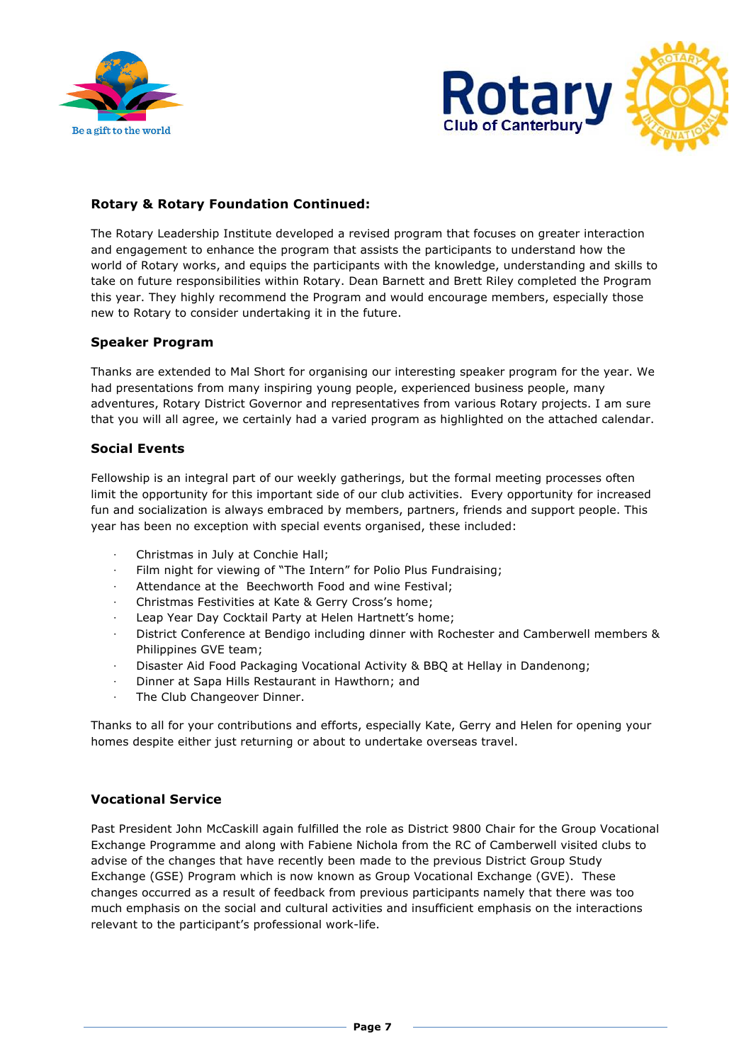## Rotary & Rotary Foundation Continued:

The Rotary Leadership Institute developed a revised program that focuses on greater interaction and engagement to enhance the program that assists the participants to understand how the world of Rotary works, and equips the participants with the knowledge, understanding and skills to take on future responsibilities within Rotary. Dean Barnett and Brett Riley completed the Program this year. They highly recommend the Program and would encourage members, especially those new to Rotary to consider undertaking it in the future.

## Speaker Program

Thanks are extended to Mal Short for organising our interesting speaker program for the year. We had presentations from many inspiring young people, experienced business people, many adventures, Rotary District Governor and representatives from various Rotary projects. I am sure that you will all agree, we certainly had a varied program as highlighted on the attached calendar.

## Social Events

Fellowship is an integral part of our weekly gatherings, but the formal meeting processes often limit the opportunity for this important side of our club activities. Every opportunity for increased fun and socialization is always embraced by members, partners, friends and support people. This year has been no exception with special events organised, these included:

- Christmas in July at Conchie Hall;
- Film night for viewing of "The Intern" for Polio Plus Fundraising;
- Attendance at the Beechworth Food and wine Festival;
- Christmas Festivities at Kate & Gerry Cross's home;
- Leap Year Day Cocktail Party at Helen Hartnett's home;
- District Conference at Bendigo including dinner with Rochester and Camberwell members & Philippines GVE team;
- Disaster Aid Food Packaging Vocational Activity & BBQ at Hellay in Dandenong;
- Dinner at Sapa Hills Restaurant in Hawthorn; and
- The Club Changeover Dinner.

Thanks to all for your contributions and efforts, especially Kate, Gerry and Helen for opening your homes despite either just returning or about to undertake overseas travel.

## Vocational Service

Past President John McCaskill again fulfilled the role as District 9800 Chair for the Group Vocational Exchange Programme and along with Fabiene Nichola from the RC of Camberwell visited clubs to advise of the changes that have recently been made to the previous District Group Study Exchange (GSE) Program which is now known as Group Vocational Exchange (GVE). These changes occurred as a result of feedback from previous participants namely that there was too much emphasis on the social and cultural activities and insufficient emphasis on the interactions relevant to the participant's professional work-life.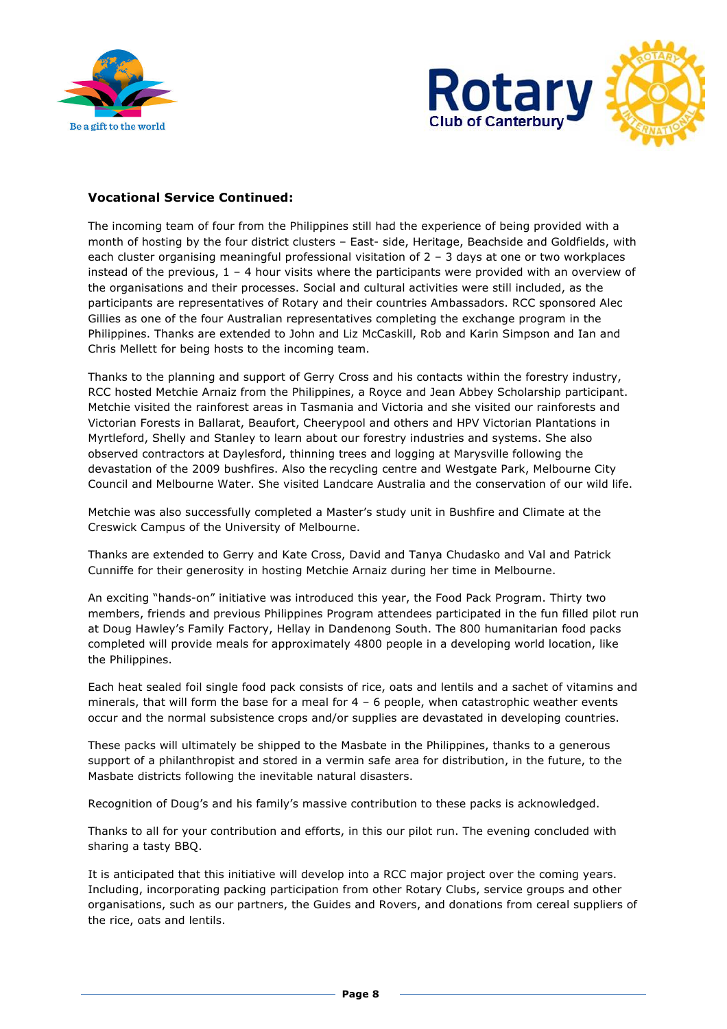### Vocational Service Continued:

The incoming team of four from the Philippines still had the experience of being provided with a month of hosting by the four district clusters – East- side, Heritage, Beachside and Goldfields, with each cluster organising meaningful professional visitation of 2 – 3 days at one or two workplaces instead of the previous, 1 – 4 hour visits where the participants were provided with an overview of the organisations and their processes. Social and cultural activities were still included, as the participants are representatives of Rotary and their countries Ambassadors. RCC sponsored Alec Gillies as one of the four Australian representatives completing the exchange program in the Philippines. Thanks are extended to John and Liz McCaskill, Rob and Karin Simpson and Ian and Chris Mellett for being hosts to the incoming team.

Thanks to the planning and support of Gerry Cross and his contacts within the forestry industry, RCC hosted Metchie Arnaiz from the Philippines, a Royce and Jean Abbey Scholarship participant. Metchie visited the rainforest areas in Tasmania and Victoria and she visited our rainforests and Victorian Forests in Ballarat, Beaufort, Cheerypool and others and HPV Victorian Plantations in Myrtleford, Shelly and Stanley to learn about our forestry industries and systems. She also observed contractors at Daylesford, thinning trees and logging at Marysville following the devastation of the 2009 bushfires. Also the recycling centre and Westgate Park, Melbourne City Council and Melbourne Water. She visited Landcare Australia and the conservation of our wild life.

Metchie was also successfully completed a Master's study unit in Bushfire and Climate at the Creswick Campus of the University of Melbourne.

Thanks are extended to Gerry and Kate Cross, David and Tanya Chudasko and Val and Patrick Cunniffe for their generosity in hosting Metchie Arnaiz during her time in Melbourne.

An exciting "hands-on" initiative was introduced this year, the Food Pack Program. Thirty two members, friends and previous Philippines Program attendees participated in the fun filled pilot run at Doug Hawley's Family Factory, Hellay in Dandenong South. The 800 humanitarian food packs completed will provide meals for approximately 4800 people in a developing world location, like the Philippines.

Each heat sealed foil single food pack consists of rice, oats and lentils and a sachet of vitamins and minerals, that will form the base for a meal for 4 – 6 people, when catastrophic weather events occur and the normal subsistence crops and/or supplies are devastated in developing countries.

These packs will ultimately be shipped to the Masbate in the Philippines, thanks to a generous support of a philanthropist and stored in a vermin safe area for distribution, in the future, to the Masbate districts following the inevitable natural disasters.

Recognition of Doug's and his family's massive contribution to these packs is acknowledged.

Thanks to all for your contribution and efforts, in this our pilot run. The evening concluded with sharing a tasty BBQ.

It is anticipated that this initiative will develop into a RCC major project over the coming years. Including, incorporating packing participation from other Rotary Clubs, service groups and other organisations, such as our partners, the Guides and Rovers, and donations from cereal suppliers of the rice, oats and lentils.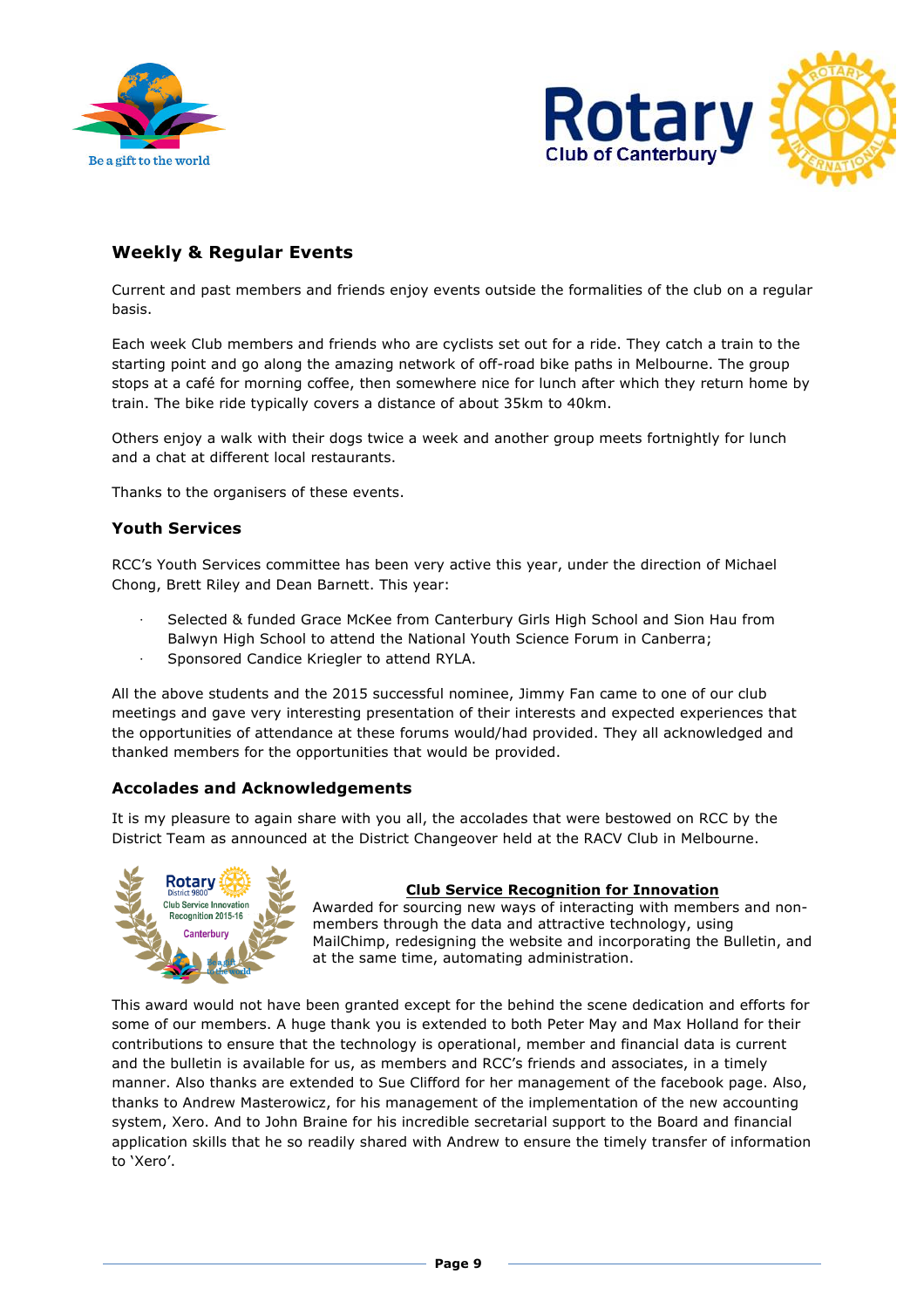## Weekly & Regular Events

Current and past members and friends enjoy events outside the formalities of the club on a regular basis.

Each week Club members and friends who are cyclists set out for a ride. They catch a train to the starting point and go along the amazing network of off-road bike paths in Melbourne. The group stops at a café for morning coffee, then somewhere nice for lunch after which they return home by train. The bike ride typically covers a distance of about 35km to 40km.

Others enjoy a walk with their dogs twice a week and another group meets fortnightly for lunch and a chat at different local restaurants.

Thanks to the organisers of these events.

### Youth Services

RCC's Youth Services committee has been very active this year, under the direction of Michael Chong, Brett Riley and Dean Barnett. This year:

- Selected & funded Grace McKee from Canterbury Girls High School and Sion Hau from Balwyn High School to attend the National Youth Science Forum in Canberra;
- Sponsored Candice Kriegler to attend RYLA.

All the above students and the 2015 successful nominee, Jimmy Fan came to one of our club meetings and gave very interesting presentation of their interests and expected experiences that the opportunities of attendance at these forums would/had provided. They all acknowledged and thanked members for the opportunities that would be provided.

### Accolades and Acknowledgements

It is my pleasure to again share with you all, the accolades that were bestowed on RCC by the District Team as announced at the District Changeover held at the RACV Club in Melbourne.

**Club Service Recognition for Innovation**

Awarded for sourcing new ways of interacting with members and non-members through the data and attractive technology, using MailChimp, redesigning the website and incorporating the Bulletin, and at the same time, automating administration.

This award would not have been granted except for the behind the scene dedication and efforts for some of our members. A huge thank you is extended to both Peter May and Max Holland for their contributions to ensure that the technology is operational, member and financial data is current and the bulletin is available for us, as members and RCC's friends and associates, in a timely manner. Also thanks are extended to Sue Clifford for her management of the facebook page. Also, thanks to Andrew Masterowicz, for his management of the implementation of the new accounting system, Xero. And to John Braine for his incredible secretarial support to the Board and financial application skills that he so readily shared with Andrew to ensure the timely transfer of information to 'Xero'.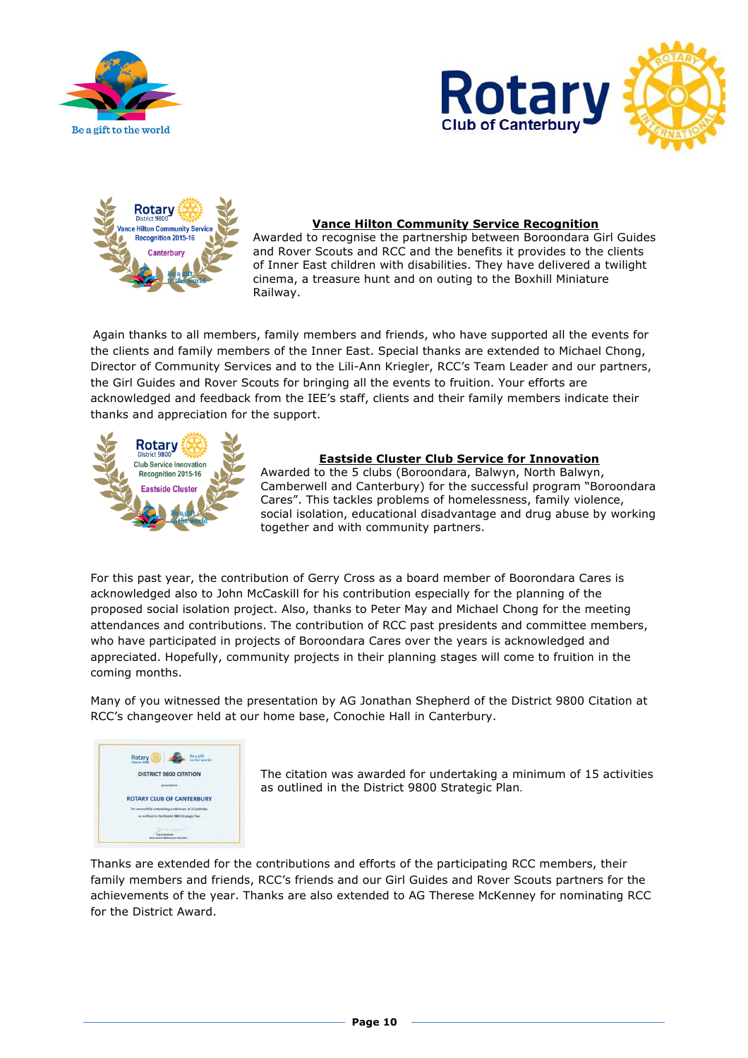**Vance Hilton Community Service Recognition**

Awarded to recognise the partnership between Boroondara Girl Guides and Rover Scouts and RCC and the benefits it provides to the clients of Inner East children with disabilities. They have delivered a twilight cinema, a treasure hunt and on outing to the Boxhill Miniature Railway.

Again thanks to all members, family members and friends, who have supported all the events for the clients and family members of the Inner East. Special thanks are extended to Michael Chong, Director of Community Services and to the Lili-Ann Kriegler, RCC's Team Leader and our partners, the Girl Guides and Rover Scouts for bringing all the events to fruition. Your efforts are acknowledged and feedback from the IEE's staff, clients and their family members indicate their thanks and appreciation for the support.

**Eastside Cluster Club Service for Innovation**

Awarded to the 5 clubs (Boroondara, Balwyn, North Balwyn, Camberwell and Canterbury) for the successful program "Boroondara Cares". This tackles problems of homelessness, family violence, social isolation, educational disadvantage and drug abuse by working together and with community partners.

For this past year, the contribution of Gerry Cross as a board member of Boorondara Cares is acknowledged also to John McCaskill for his contribution especially for the planning of the proposed social isolation project. Also, thanks to Peter May and Michael Chong for the meeting attendances and contributions. The contribution of RCC past presidents and committee members, who have participated in projects of Boroondara Cares over the years is acknowledged and appreciated. Hopefully, community projects in their planning stages will come to fruition in the coming months.

Many of you witnessed the presentation by AG Jonathan Shepherd of the District 9800 Citation at RCC's changeover held at our home base, Conochie Hall in Canterbury.

The citation was awarded for undertaking a minimum of 15 activities as outlined in the District 9800 Strategic Plan.

Thanks are extended for the contributions and efforts of the participating RCC members, their family members and friends, RCC's friends and our Girl Guides and Rover Scouts partners for the achievements of the year. Thanks are also extended to AG Therese McKenney for nominating RCC for the District Award.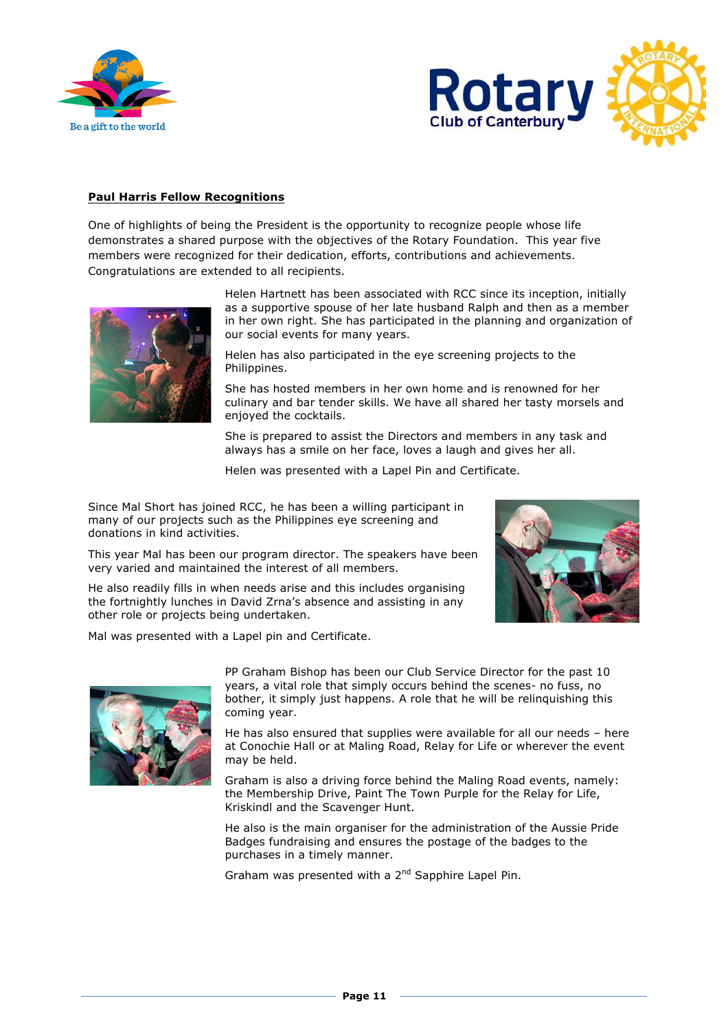## Paul Harris Fellow Recognitions

One of highlights of being the President is the opportunity to recognize people whose life demonstrates a shared purpose with the objectives of the Rotary Foundation. This year five members were recognized for their dedication, efforts, contributions and achievements. Congratulations are extended to all recipients.

Helen Hartnett has been associated with RCC since its inception, initially as a supportive spouse of her late husband Ralph and then as a member in her own right. She has participated in the planning and organization of our social events for many years.

Helen has also participated in the eye screening projects to the Philippines.

She has hosted members in her own home and is renowned for her culinary and bar tender skills. We have all shared her tasty morsels and enjoyed the cocktails.

She is prepared to assist the Directors and members in any task and always has a smile on her face, loves a laugh and gives her all.

Helen was presented with a Lapel Pin and Certificate.

Since Mal Short has joined RCC, he has been a willing participant in many of our projects such as the Philippines eye screening and donations in kind activities.

This year Mal has been our program director. The speakers have been very varied and maintained the interest of all members.

He also readily fills in when needs arise and this includes organising the fortnightly lunches in David Zrna's absence and assisting in any other role or projects being undertaken.

Mal was presented with a Lapel pin and Certificate.

PP Graham Bishop has been our Club Service Director for the past 10 years, a vital role that simply occurs behind the scenes- no fuss, no bother, it simply just happens. A role that he will be relinquishing this coming year.

He has also ensured that supplies were available for all our needs – here at Conochie Hall or at Maling Road, Relay for Life or wherever the event may be held.

Graham is also a driving force behind the Maling Road events, namely: the Membership Drive, Paint The Town Purple for the Relay for Life, Kriskindl and the Scavenger Hunt.

He also is the main organiser for the administration of the Aussie Pride Badges fundraising and ensures the postage of the badges to the purchases in a timely manner.

Graham was presented with a 2nd Sapphire Lapel Pin.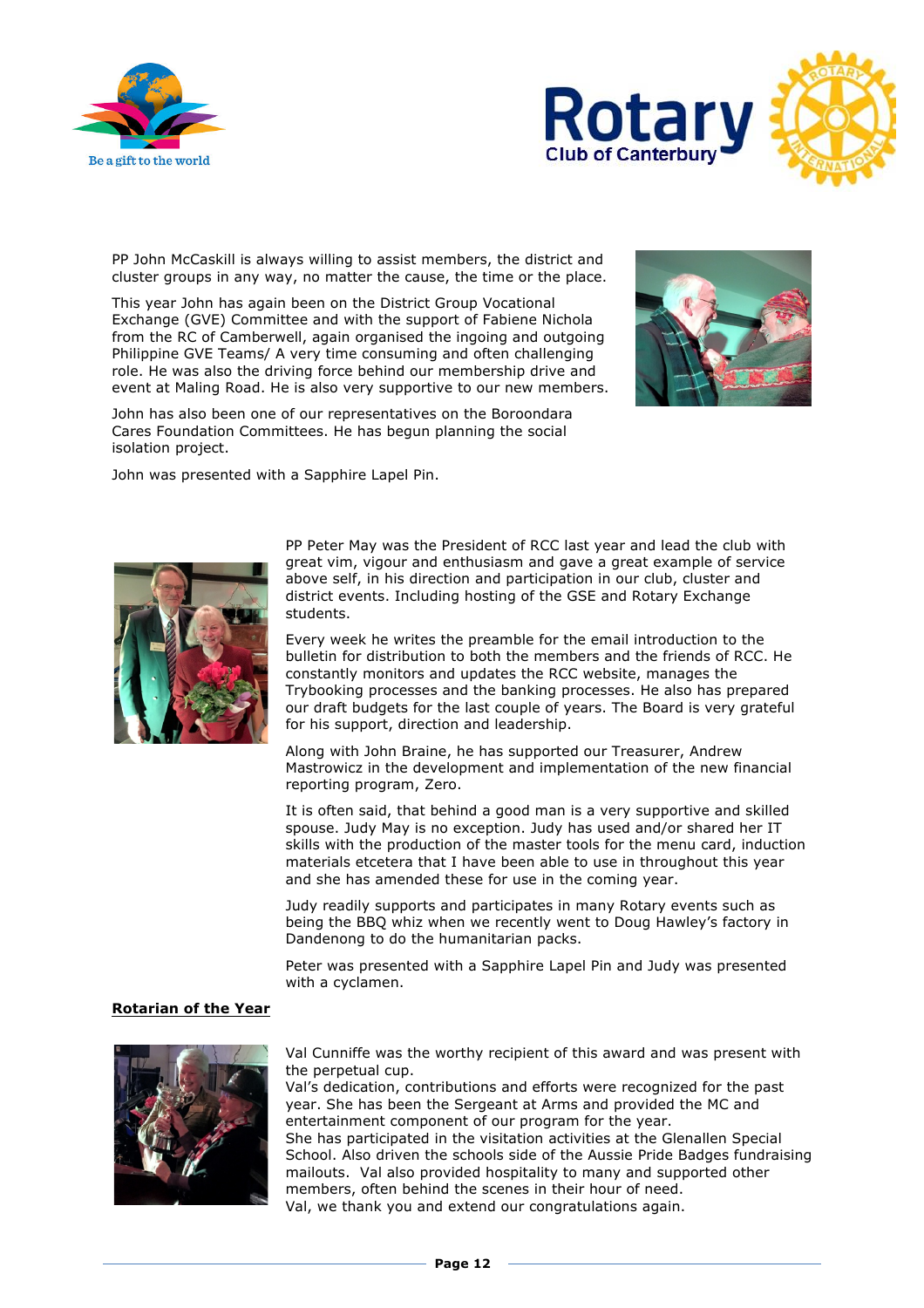PP John McCaskill is always willing to assist members, the district and cluster groups in any way, no matter the cause, the time or the place.

This year John has again been on the District Group Vocational Exchange (GVE) Committee and with the support of Fabiene Nichola from the RC of Camberwell, again organised the ingoing and outgoing Philippine GVE Teams/ A very time consuming and often challenging role. He was also the driving force behind our membership drive and event at Maling Road. He is also very supportive to our new members.

John has also been one of our representatives on the Boroondara Cares Foundation Committees. He has begun planning the social isolation project.

John was presented with a Sapphire Lapel Pin.

PP Peter May was the President of RCC last year and lead the club with great vim, vigour and enthusiasm and gave a great example of service above self, in his direction and participation in our club, cluster and district events. Including hosting of the GSE and Rotary Exchange students.

Every week he writes the preamble for the email introduction to the bulletin for distribution to both the members and the friends of RCC. He constantly monitors and updates the RCC website, manages the Trybooking processes and the banking processes. He also has prepared our draft budgets for the last couple of years. The Board is very grateful for his support, direction and leadership.

Along with John Braine, he has supported our Treasurer, Andrew Mastrowicz in the development and implementation of the new financial reporting program, Zero.

It is often said, that behind a good man is a very supportive and skilled spouse. Judy May is no exception. Judy has used and/or shared her IT skills with the production of the master tools for the menu card, induction materials etcetera that I have been able to use in throughout this year and she has amended these for use in the coming year.

Judy readily supports and participates in many Rotary events such as being the BBQ whiz when we recently went to Doug Hawley's factory in Dandenong to do the humanitarian packs.

Peter was presented with a Sapphire Lapel Pin and Judy was presented with a cyclamen.

**Rotarian of the Year**

Val Cunniffe was the worthy recipient of this award and was present with the perpetual cup.
Val's dedication, contributions and efforts were recognized for the past year. She has been the Sergeant at Arms and provided the MC and entertainment component of our program for the year.
She has participated in the visitation activities at the Glenallen Special School. Also driven the schools side of the Aussie Pride Badges fundraising mailouts. Val also provided hospitality to many and supported other members, often behind the scenes in their hour of need.
Val, we thank you and extend our congratulations again.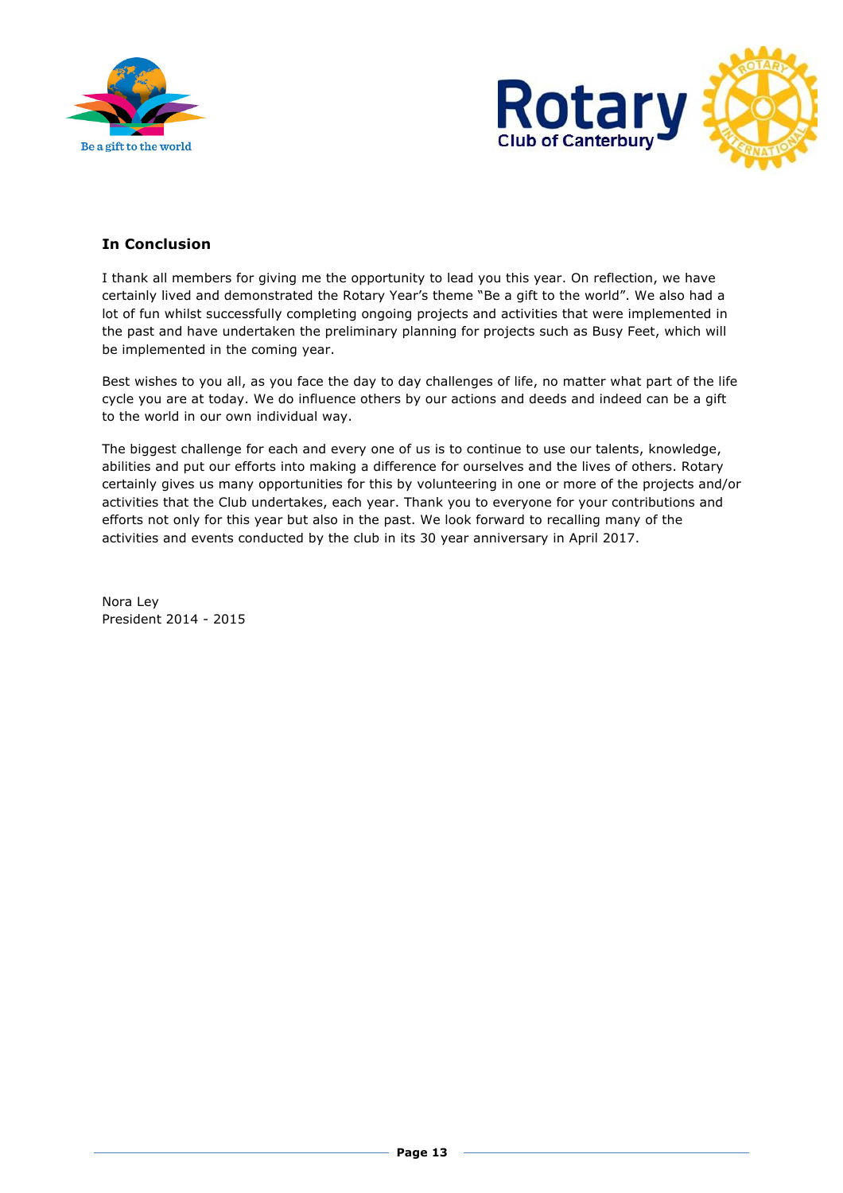## In Conclusion

I thank all members for giving me the opportunity to lead you this year. On reflection, we have certainly lived and demonstrated the Rotary Year's theme "Be a gift to the world". We also had a lot of fun whilst successfully completing ongoing projects and activities that were implemented in the past and have undertaken the preliminary planning for projects such as Busy Feet, which will be implemented in the coming year.

Best wishes to you all, as you face the day to day challenges of life, no matter what part of the life cycle you are at today. We do influence others by our actions and deeds and indeed can be a gift to the world in our own individual way.

The biggest challenge for each and every one of us is to continue to use our talents, knowledge, abilities and put our efforts into making a difference for ourselves and the lives of others. Rotary certainly gives us many opportunities for this by volunteering in one or more of the projects and/or activities that the Club undertakes, each year. Thank you to everyone for your contributions and efforts not only for this year but also in the past. We look forward to recalling many of the activities and events conducted by the club in its 30 year anniversary in April 2017.

Nora Ley
President 2014 - 2015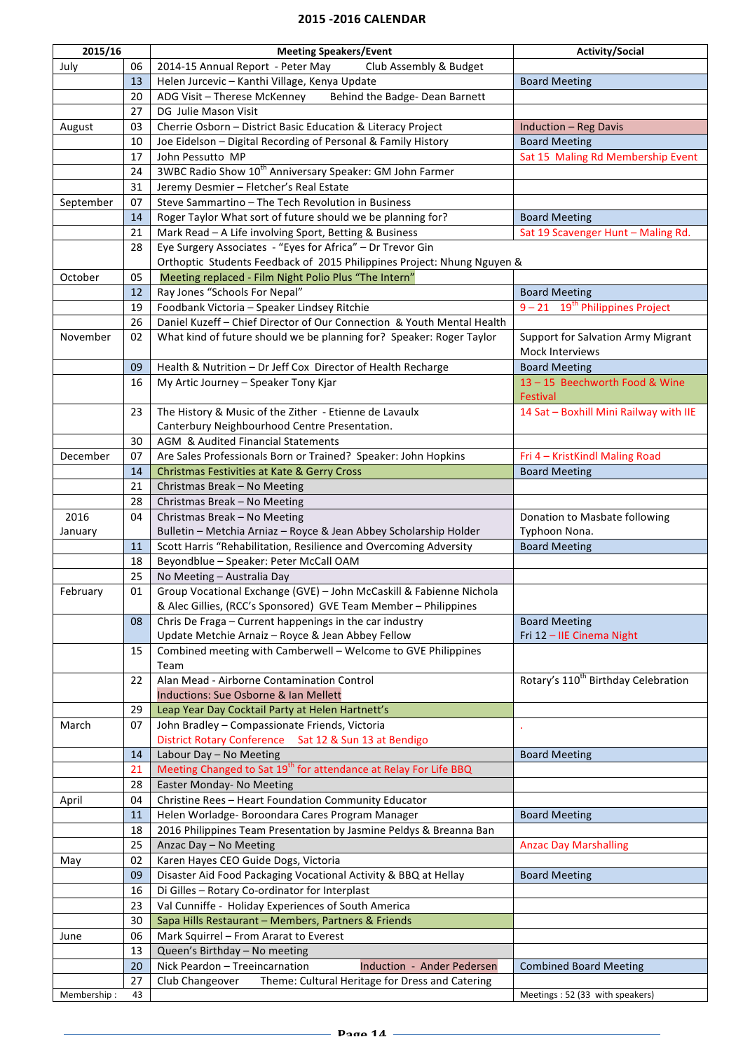## 2015 -2016 CALENDAR

| 2015/16 | | Meeting Speakers/Event | Activity/Social |
|---|---|---|---|
| July | 06 | 2014-15 Annual Report - Peter May Club Assembly & Budget | |
| | 13 | Helen Jurcevic – Kanthi Village, Kenya Update | Board Meeting |
| | 20 | ADG Visit – Therese McKenney Behind the Badge- Dean Barnett | |
| | 27 | DG Julie Mason Visit | |
| August | 03 | Cherrie Osborn – District Basic Education & Literacy Project | Induction – Reg Davis |
| | 10 | Joe Eidelson – Digital Recording of Personal & Family History | Board Meeting |
| | 17 | John Pessutto MP | Sat 15 Maling Rd Membership Event |
| | 24 | 3WBC Radio Show 10th Anniversary Speaker: GM John Farmer | |
| | 31 | Jeremy Desmier – Fletcher's Real Estate | |
| September | 07 | Steve Sammartino – The Tech Revolution in Business | |
| | 14 | Roger Taylor What sort of future should we be planning for? | Board Meeting |
| | 21 | Mark Read – A Life involving Sport, Betting & Business | Sat 19 Scavenger Hunt – Maling Rd. |
| | 28 | Eye Surgery Associates - "Eyes for Africa" – Dr Trevor Gin Orthoptic Students Feedback of 2015 Philippines Project: Nhung Nguyen & | |
| October | 05 | Meeting replaced - Film Night Polio Plus "The Intern" | |
| | 12 | Ray Jones "Schools For Nepal" | Board Meeting |
| | 19 | Foodbank Victoria – Speaker Lindsey Ritchie | 9 – 21 19th Philippines Project |
| | 26 | Daniel Kuzeff – Chief Director of Our Connection & Youth Mental Health | |
| November | 02 | What kind of future should we be planning for? Speaker: Roger Taylor | Support for Salvation Army Migrant Mock Interviews |
| | 09 | Health & Nutrition – Dr Jeff Cox Director of Health Recharge | Board Meeting |
| | 16 | My Artic Journey – Speaker Tony Kjar | 13 – 15 Beechworth Food & Wine Festival |
| | 23 | The History & Music of the Zither - Etienne de Lavaulx Canterbury Neighbourhood Centre Presentation. | 14 Sat – Boxhill Mini Railway with IIE |
| | 30 | AGM & Audited Financial Statements | |
| December | 07 | Are Sales Professionals Born or Trained? Speaker: John Hopkins | Fri 4 – KristKindl Maling Road |
| | 14 | Christmas Festivities at Kate & Gerry Cross | Board Meeting |
| | 21 | Christmas Break – No Meeting | |
| | 28 | Christmas Break – No Meeting | |
| 2016 January | 04 | Christmas Break – No Meeting Bulletin – Metchia Arniaz – Royce & Jean Abbey Scholarship Holder | Donation to Masbate following Typhoon Nona. |
| | 11 | Scott Harris "Rehabilitation, Resilience and Overcoming Adversity | Board Meeting |
| | 18 | Beyondblue – Speaker: Peter McCall OAM | |
| | 25 | No Meeting – Australia Day | |
| February | 01 | Group Vocational Exchange (GVE) – John McCaskill & Fabienne Nichola & Alec Gillies, (RCC's Sponsored) GVE Team Member – Philippines | |
| | 08 | Chris De Fraga – Current happenings in the car industry Update Metchie Arnaiz – Royce & Jean Abbey Fellow | Board Meeting Fri 12 – IIE Cinema Night |
| | 15 | Combined meeting with Camberwell – Welcome to GVE Philippines Team | |
| | 22 | Alan Mead - Airborne Contamination Control Inductions: Sue Osborne & Ian Mellett | Rotary's 110th Birthday Celebration |
| | 29 | Leap Year Day Cocktail Party at Helen Hartnett's | |
| March | 07 | John Bradley – Compassionate Friends, Victoria District Rotary Conference Sat 12 & Sun 13 at Bendigo | . |
| | 14 | Labour Day – No Meeting | Board Meeting |
| | 21 | Meeting Changed to Sat 19th for attendance at Relay For Life BBQ | |
| | 28 | Easter Monday- No Meeting | |
| April | 04 | Christine Rees – Heart Foundation Community Educator | |
| | 11 | Helen Worladge- Boroondara Cares Program Manager | Board Meeting |
| | 18 | 2016 Philippines Team Presentation by Jasmine Peldys & Breanna Ban | |
| | 25 | Anzac Day – No Meeting | Anzac Day Marshalling |
| May | 02 | Karen Hayes CEO Guide Dogs, Victoria | |
| | 09 | Disaster Aid Food Packaging Vocational Activity & BBQ at Hellay | Board Meeting |
| | 16 | Di Gilles – Rotary Co-ordinator for Interplast | |
| | 23 | Val Cunniffe - Holiday Experiences of South America | |
| | 30 | Sapa Hills Restaurant – Members, Partners & Friends | |
| June | 06 | Mark Squirrel – From Ararat to Everest | |
| | 13 | Queen's Birthday – No meeting | |
| | 20 | Nick Peardon – Treeincarnation Induction - Ander Pedersen | Combined Board Meeting |
| | 27 | Club Changeover Theme: Cultural Heritage for Dress and Catering | |
| Membership : | 43 | | Meetings : 52 (33 with speakers) |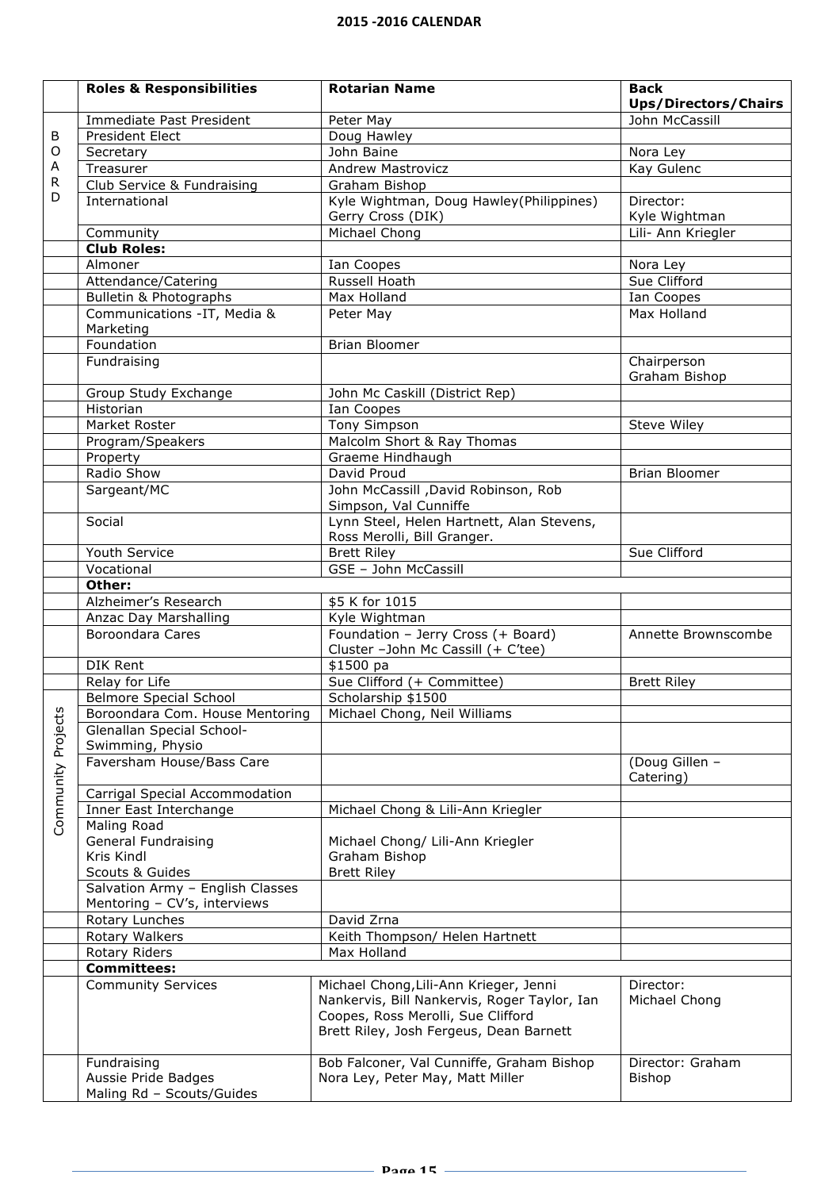# 2015 -2016 CALENDAR

| | Roles & Responsibilities | Rotarian Name | Back Ups/Directors/Chairs |
|---|---|---|---|
| BOARD | Immediate Past President | Peter May | John McCassill |
| | President Elect | Doug Hawley | |
| | Secretary | John Baine | Nora Ley |
| | Treasurer | Andrew Mastrovicz | Kay Gulenc |
| | Club Service & Fundraising | Graham Bishop | |
| | International | Kyle Wightman, Doug Hawley(Philippines) Gerry Cross (DIK) | Director: Kyle Wightman |
| | Community | Michael Chong | Lili- Ann Kriegler |
| | **Club Roles:** | | |
| | Almoner | Ian Coopes | Nora Ley |
| | Attendance/Catering | Russell Hoath | Sue Clifford |
| | Bulletin & Photographs | Max Holland | Ian Coopes |
| | Communications -IT, Media & Marketing | Peter May | Max Holland |
| | Foundation | Brian Bloomer | |
| | Fundraising | | Chairperson Graham Bishop |
| | Group Study Exchange | John Mc Caskill (District Rep) | |
| | Historian | Ian Coopes | |
| | Market Roster | Tony Simpson | Steve Wiley |
| | Program/Speakers | Malcolm Short & Ray Thomas | |
| | Property | Graeme Hindhaugh | |
| | Radio Show | David Proud | Brian Bloomer |
| | Sargeant/MC | John McCassill ,David Robinson, Rob Simpson, Val Cunniffe | |
| | Social | Lynn Steel, Helen Hartnett, Alan Stevens, Ross Merolli, Bill Granger. | |
| | Youth Service | Brett Riley | Sue Clifford |
| | Vocational | GSE – John McCassill | |
| | **Other:** | | |
| | Alzheimer's Research | $5 K for 1015 | |
| | Anzac Day Marshalling | Kyle Wightman | |
| | Boroondara Cares | Foundation – Jerry Cross (+ Board) Cluster –John Mc Cassill (+ C'tee) | Annette Brownscombe |
| | DIK Rent | $1500 pa | |
| | Relay for Life | Sue Clifford (+ Committee) | Brett Riley |
| Community Projects | Belmore Special School | Scholarship $1500 | |
| | Boroondara Com. House Mentoring | Michael Chong, Neil Williams | |
| | Glenallan Special School- Swimming, Physio | | |
| | Faversham House/Bass Care | | (Doug Gillen – Catering) |
| | Carrigal Special Accommodation | | |
| | Inner East Interchange | Michael Chong & Lili-Ann Kriegler | |
| | Maling Road<br>General Fundraising<br>Kris Kindl<br>Scouts & Guides | <br>Michael Chong/ Lili-Ann Kriegler<br>Graham Bishop<br>Brett Riley | |
| | Salvation Army – English Classes Mentoring – CV's, interviews | | |
| | Rotary Lunches | David Zrna | |
| | Rotary Walkers | Keith Thompson/ Helen Hartnett | |
| | Rotary Riders | Max Holland | |
| | **Committees:** | | |
| | Community Services | Michael Chong,Lili-Ann Krieger, Jenni Nankervis, Bill Nankervis, Roger Taylor, Ian Coopes, Ross Merolli, Sue Clifford Brett Riley, Josh Fergeus, Dean Barnett | Director: Michael Chong |
| | Fundraising<br>Aussie Pride Badges<br>Maling Rd – Scouts/Guides | Bob Falconer, Val Cunniffe, Graham Bishop Nora Ley, Peter May, Matt Miller | Director: Graham Bishop |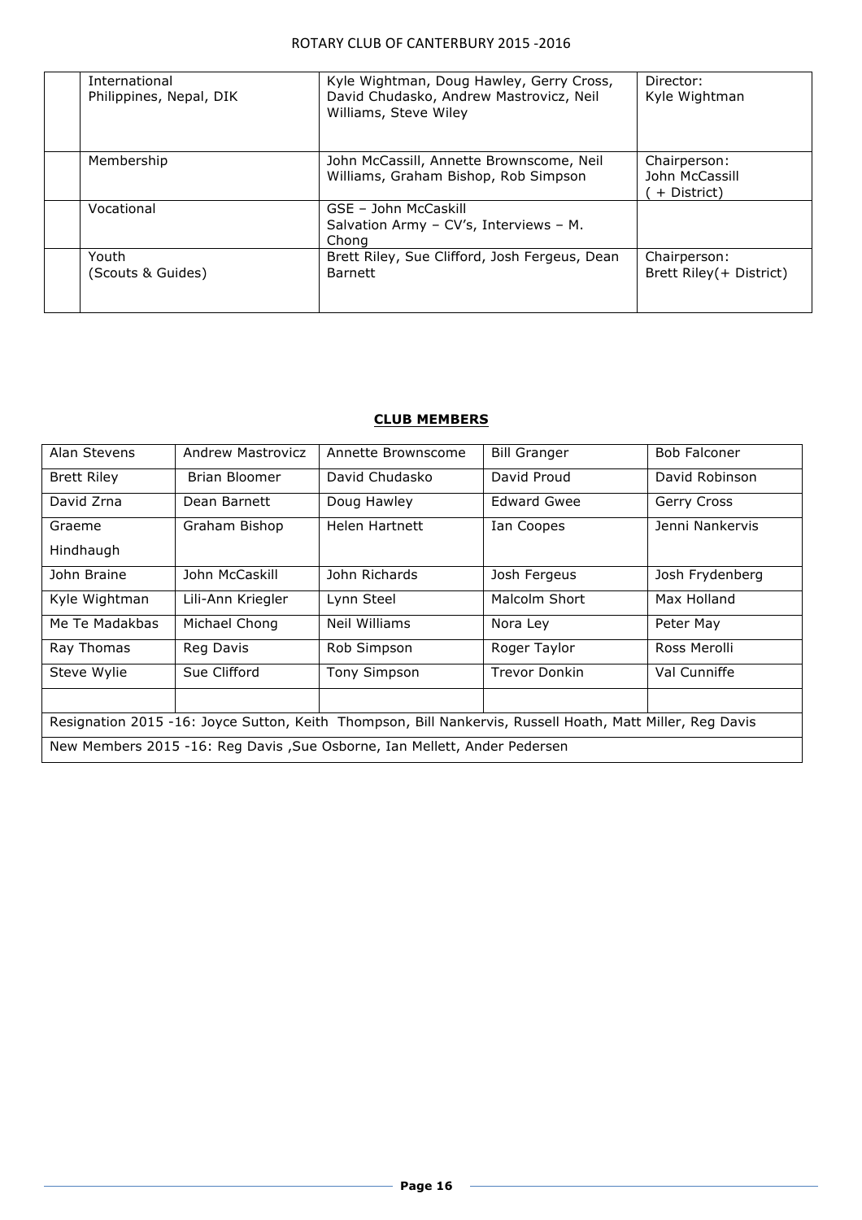| | | | |
|---|---|---|---|
| | International Philippines, Nepal, DIK | Kyle Wightman, Doug Hawley, Gerry Cross, David Chudasko, Andrew Mastrovicz, Neil Williams, Steve Wiley | Director: Kyle Wightman |
| | Membership | John McCassill, Annette Brownscome, Neil Williams, Graham Bishop, Rob Simpson | Chairperson: John McCassill ( + District) |
| | Vocational | GSE – John McCaskill Salvation Army – CV's, Interviews – M. Chong | |
| | Youth (Scouts & Guides) | Brett Riley, Sue Clifford, Josh Fergeus, Dean Barnett | Chairperson: Brett Riley(+ District) |

## CLUB MEMBERS

| | | | | |
|---|---|---|---|---|
| Alan Stevens | Andrew Mastrovicz | Annette Brownscome | Bill Granger | Bob Falconer |
| Brett Riley | Brian Bloomer | David Chudasko | David Proud | David Robinson |
| David Zrna | Dean Barnett | Doug Hawley | Edward Gwee | Gerry Cross |
| Graeme Hindhaugh | Graham Bishop | Helen Hartnett | Ian Coopes | Jenni Nankervis |
| John Braine | John McCaskill | John Richards | Josh Fergeus | Josh Frydenberg |
| Kyle Wightman | Lili-Ann Kriegler | Lynn Steel | Malcolm Short | Max Holland |
| Me Te Madakbas | Michael Chong | Neil Williams | Nora Ley | Peter May |
| Ray Thomas | Reg Davis | Rob Simpson | Roger Taylor | Ross Merolli |
| Steve Wylie | Sue Clifford | Tony Simpson | Trevor Donkin | Val Cunniffe |
| | | | | |
| Resignation 2015 -16: Joyce Sutton, Keith Thompson, Bill Nankervis, Russell Hoath, Matt Miller, Reg Davis | | | | |
| New Members 2015 -16: Reg Davis ,Sue Osborne, Ian Mellett, Ander Pedersen | | | | |